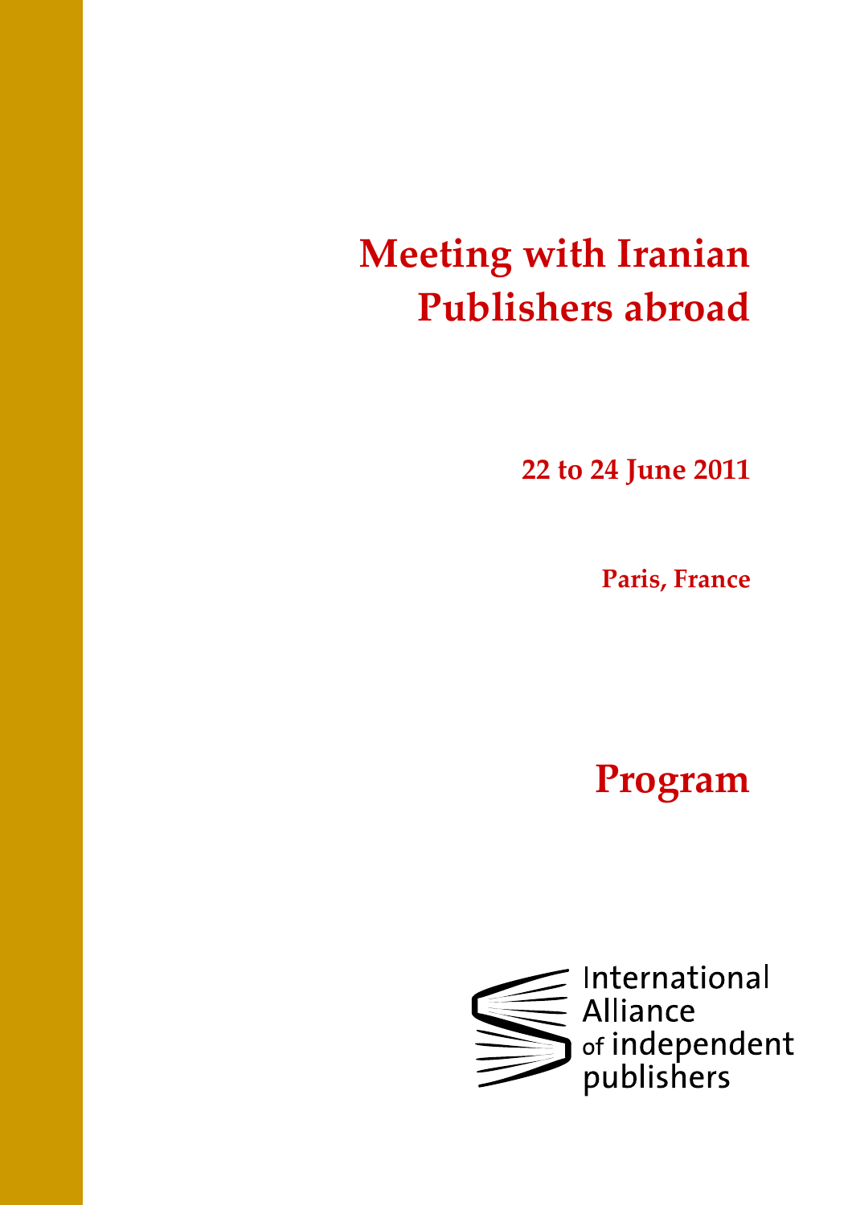# Meeting with Iranian Publishers abroad

**22 to 24 June 2011**

**Paris, France**

## Program

International Alliance of independent publishers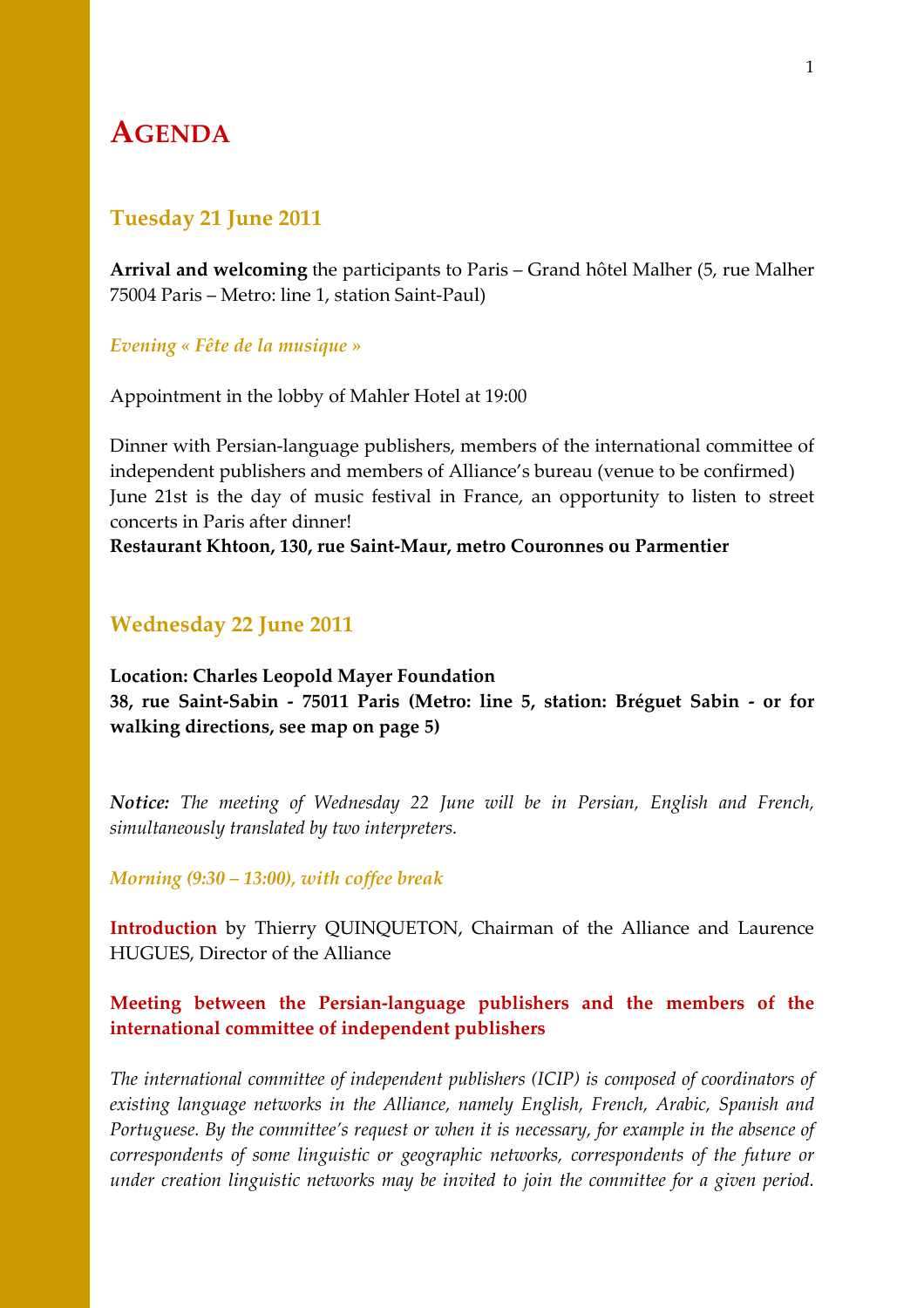# Agenda

## Tuesday 21 June 2011

**Arrival and welcoming** the participants to Paris – Grand hôtel Malher (5, rue Malher 75004 Paris – Metro: line 1, station Saint-Paul)

### *Evening « Fête de la musique »*

Appointment in the lobby of Mahler Hotel at 19:00

Dinner with Persian-language publishers, members of the international committee of independent publishers and members of Alliance's bureau (venue to be confirmed)
June 21st is the day of music festival in France, an opportunity to listen to street concerts in Paris after dinner!
**Restaurant Khtoon, 130, rue Saint-Maur, metro Couronnes ou Parmentier**

## Wednesday 22 June 2011

**Location: Charles Leopold Mayer Foundation**
**38, rue Saint-Sabin - 75011 Paris (Metro: line 5, station: Bréguet Sabin - or for walking directions, see map on page 5)**

***Notice:*** *The meeting of Wednesday 22 June will be in Persian, English and French, simultaneously translated by two interpreters.*

### *Morning (9:30 – 13:00), with coffee break*

**Introduction** by Thierry QUINQUETON, Chairman of the Alliance and Laurence HUGUES, Director of the Alliance

**Meeting between the Persian-language publishers and the members of the international committee of independent publishers**

*The international committee of independent publishers (ICIP) is composed of coordinators of existing language networks in the Alliance, namely English, French, Arabic, Spanish and Portuguese. By the committee's request or when it is necessary, for example in the absence of correspondents of some linguistic or geographic networks, correspondents of the future or under creation linguistic networks may be invited to join the committee for a given period.*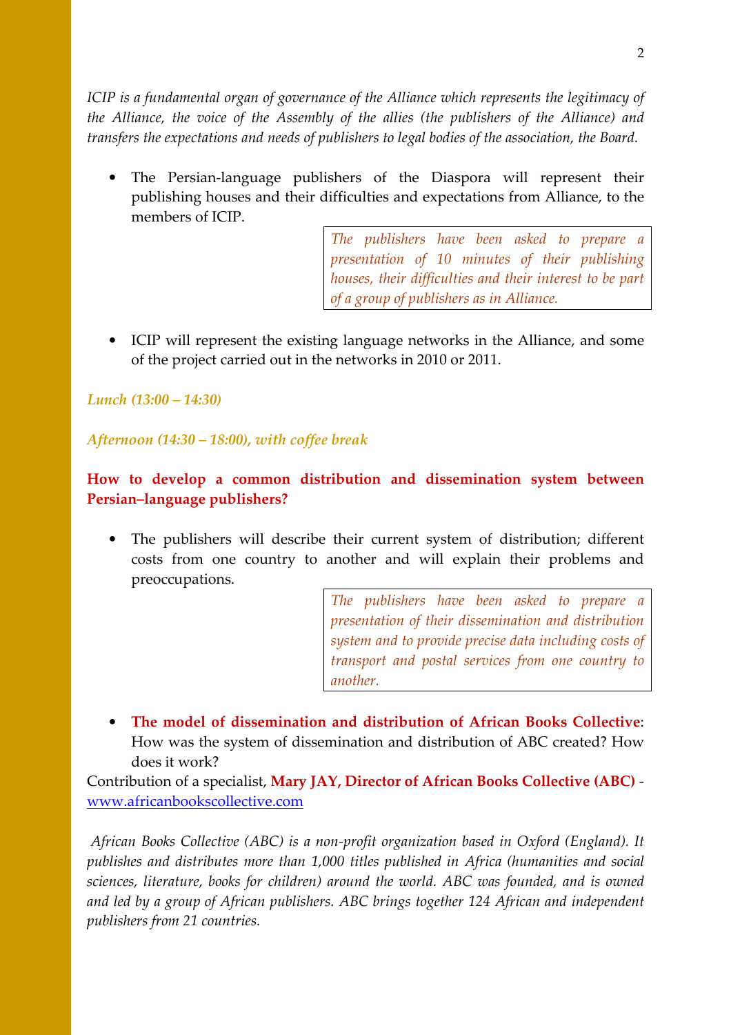*ICIP is a fundamental organ of governance of the Alliance which represents the legitimacy of the Alliance, the voice of the Assembly of the allies (the publishers of the Alliance) and transfers the expectations and needs of publishers to legal bodies of the association, the Board.*

- The Persian-language publishers of the Diaspora will represent their publishing houses and their difficulties and expectations from Alliance, to the members of ICIP.

> *The publishers have been asked to prepare a presentation of 10 minutes of their publishing houses, their difficulties and their interest to be part of a group of publishers as in Alliance.*

- ICIP will represent the existing language networks in the Alliance, and some of the project carried out in the networks in 2010 or 2011.

***Lunch (13:00 – 14:30)***

***Afternoon (14:30 – 18:00), with coffee break***

**How to develop a common distribution and dissemination system between Persian–language publishers?**

- The publishers will describe their current system of distribution; different costs from one country to another and will explain their problems and preoccupations.

> *The publishers have been asked to prepare a presentation of their dissemination and distribution system and to provide precise data including costs of transport and postal services from one country to another.*

- **The model of dissemination and distribution of African Books Collective**: How was the system of dissemination and distribution of ABC created? How does it work?

Contribution of a specialist, **Mary JAY, Director of African Books Collective (ABC)** - www.africanbookscollective.com

*African Books Collective (ABC) is a non-profit organization based in Oxford (England). It publishes and distributes more than 1,000 titles published in Africa (humanities and social sciences, literature, books for children) around the world. ABC was founded, and is owned and led by a group of African publishers. ABC brings together 124 African and independent publishers from 21 countries.*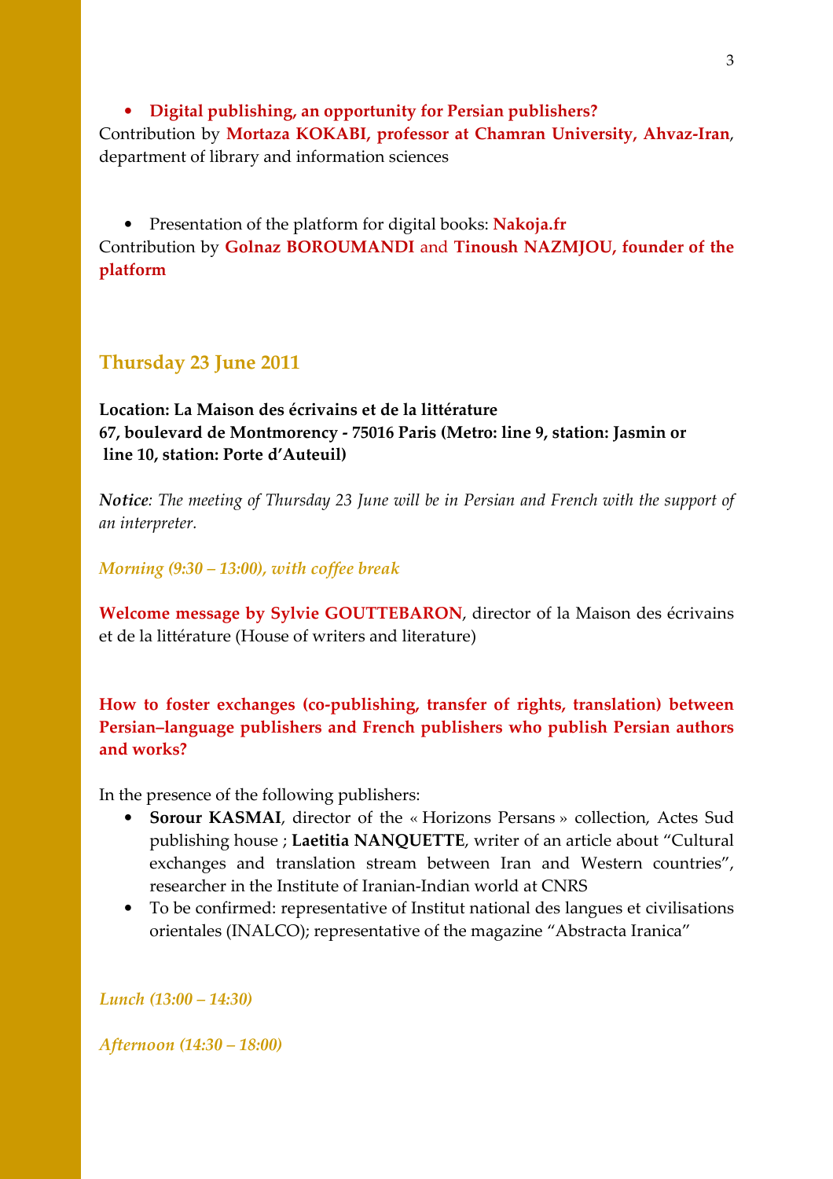- **Digital publishing, an opportunity for Persian publishers?**

Contribution by **Mortaza KOKABI, professor at Chamran University, Ahvaz-Iran**, department of library and information sciences

- Presentation of the platform for digital books: **Nakoja.fr**

Contribution by **Golnaz BOROUMANDI** and **Tinoush NAZMJOU, founder of the platform**

## Thursday 23 June 2011

**Location: La Maison des écrivains et de la littérature**
**67, boulevard de Montmorency - 75016 Paris (Metro: line 9, station: Jasmin or line 10, station: Porte d'Auteuil)**

***Notice****: The meeting of Thursday 23 June will be in Persian and French with the support of an interpreter.*

***Morning (9:30 – 13:00), with coffee break***

**Welcome message by Sylvie GOUTTEBARON**, director of la Maison des écrivains et de la littérature (House of writers and literature)

**How to foster exchanges (co-publishing, transfer of rights, translation) between Persian–language publishers and French publishers who publish Persian authors and works?**

In the presence of the following publishers:

- **Sorour KASMAI**, director of the « Horizons Persans » collection, Actes Sud publishing house ; **Laetitia NANQUETTE**, writer of an article about "Cultural exchanges and translation stream between Iran and Western countries", researcher in the Institute of Iranian-Indian world at CNRS
- To be confirmed: representative of Institut national des langues et civilisations orientales (INALCO); representative of the magazine "Abstracta Iranica"

***Lunch (13:00 – 14:30)***

***Afternoon (14:30 – 18:00)***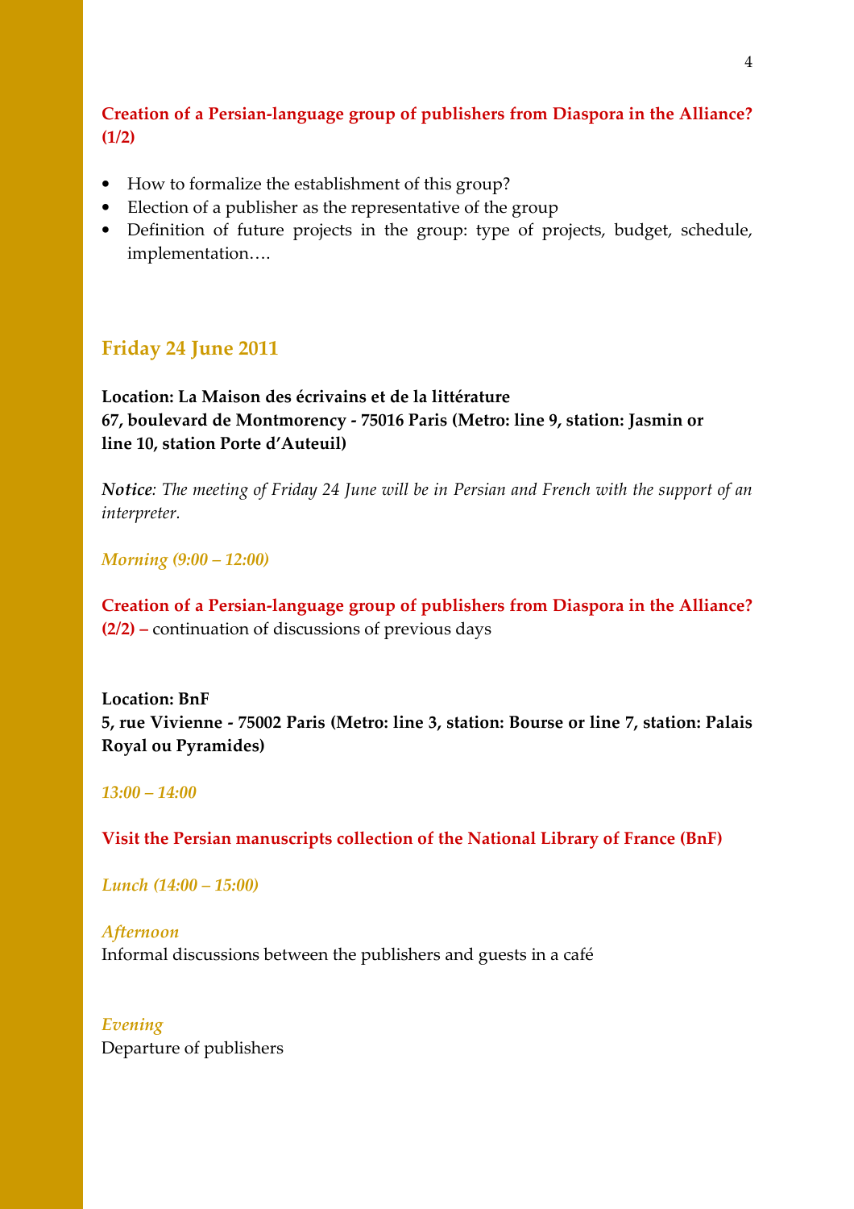**Creation of a Persian-language group of publishers from Diaspora in the Alliance? (1/2)**

- How to formalize the establishment of this group?
- Election of a publisher as the representative of the group
- Definition of future projects in the group: type of projects, budget, schedule, implementation….

## Friday 24 June 2011

**Location: La Maison des écrivains et de la littérature**
**67, boulevard de Montmorency - 75016 Paris (Metro: line 9, station: Jasmin or line 10, station Porte d'Auteuil)**

***Notice****: The meeting of Friday 24 June will be in Persian and French with the support of an interpreter.*

***Morning (9:00 – 12:00)***

**Creation of a Persian-language group of publishers from Diaspora in the Alliance? (2/2) –** continuation of discussions of previous days

**Location: BnF**
**5, rue Vivienne - 75002 Paris (Metro: line 3, station: Bourse or line 7, station: Palais Royal ou Pyramides)**

***13:00 – 14:00***

**Visit the Persian manuscripts collection of the National Library of France (BnF)**

***Lunch (14:00 – 15:00)***

***Afternoon***
Informal discussions between the publishers and guests in a café

***Evening***
Departure of publishers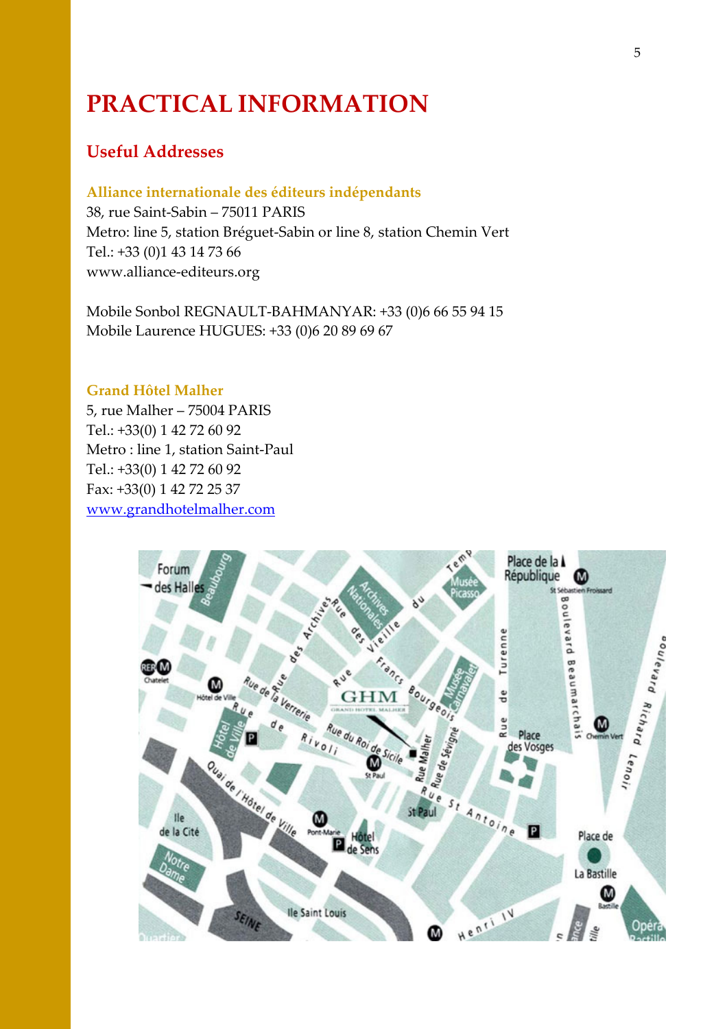# PRACTICAL INFORMATION

## Useful Addresses

### Alliance internationale des éditeurs indépendants

38, rue Saint-Sabin – 75011 PARIS
Metro: line 5, station Bréguet-Sabin or line 8, station Chemin Vert
Tel.: +33 (0)1 43 14 73 66
www.alliance-editeurs.org

Mobile Sonbol REGNAULT-BAHMANYAR: +33 (0)6 66 55 94 15
Mobile Laurence HUGUES: +33 (0)6 20 89 69 67

### Grand Hôtel Malher

5, rue Malher – 75004 PARIS
Tel.: +33(0) 1 42 72 60 92
Metro : line 1, station Saint-Paul
Tel.: +33(0) 1 42 72 60 92
Fax: +33(0) 1 42 72 25 37
[www.grandhotelmalher.com](http://www.grandhotelmalher.com)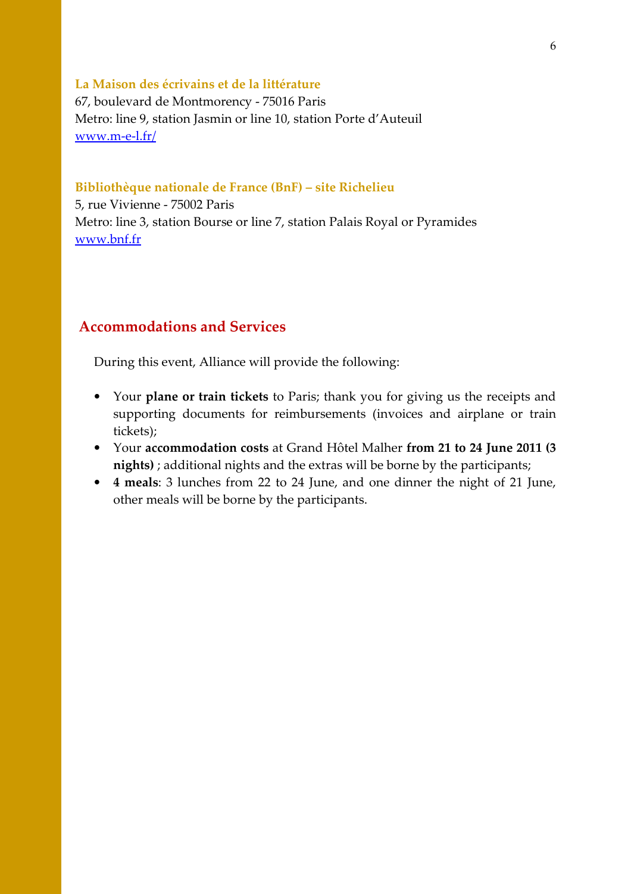**La Maison des écrivains et de la littérature**
67, boulevard de Montmorency - 75016 Paris
Metro: line 9, station Jasmin or line 10, station Porte d'Auteuil
[www.m-e-l.fr/](www.m-e-l.fr/)

**Bibliothèque nationale de France (BnF) – site Richelieu**
5, rue Vivienne - 75002 Paris
Metro: line 3, station Bourse or line 7, station Palais Royal or Pyramides
[www.bnf.fr](www.bnf.fr)

## Accommodations and Services

During this event, Alliance will provide the following:

- Your **plane or train tickets** to Paris; thank you for giving us the receipts and supporting documents for reimbursements (invoices and airplane or train tickets);
- Your **accommodation costs** at Grand Hôtel Malher **from 21 to 24 June 2011 (3 nights)** ; additional nights and the extras will be borne by the participants;
- **4 meals**: 3 lunches from 22 to 24 June, and one dinner the night of 21 June, other meals will be borne by the participants.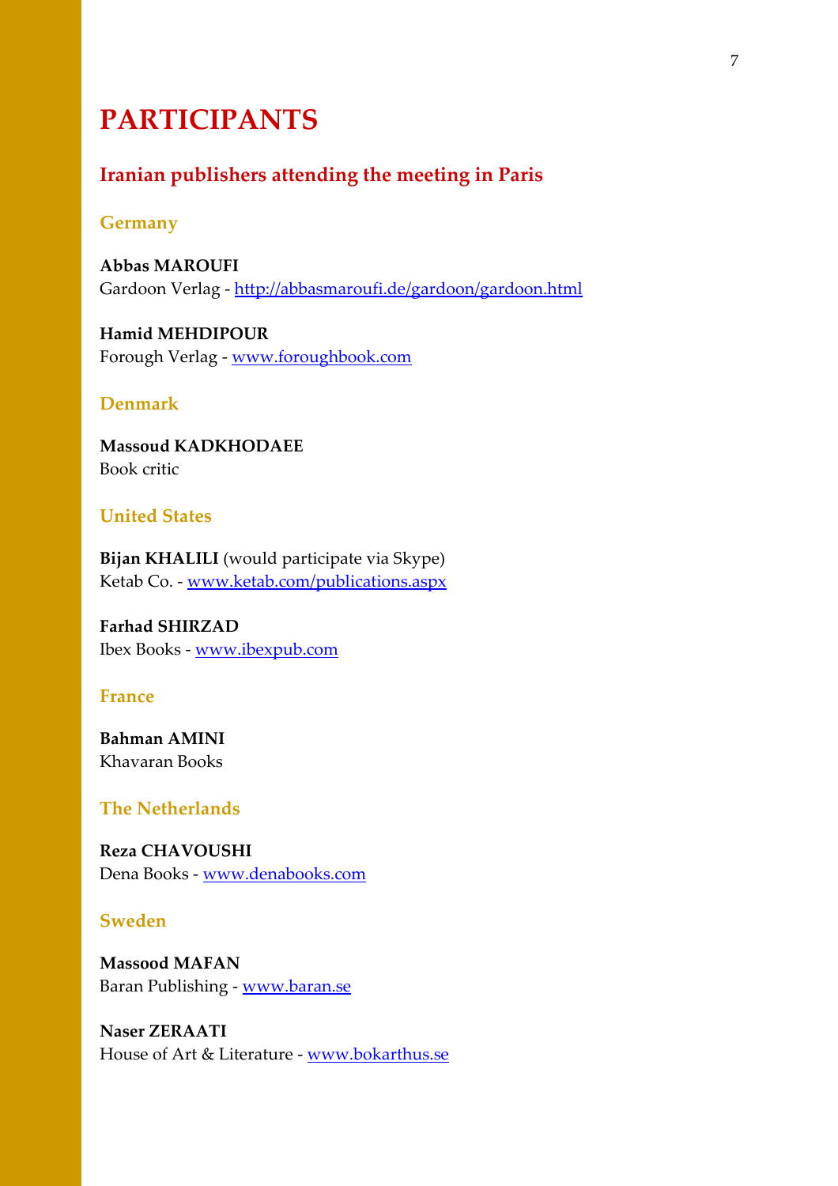# PARTICIPANTS

## Iranian publishers attending the meeting in Paris

### Germany

**Abbas MAROUFI**
Gardoon Verlag - http://abbasmaroufi.de/gardoon/gardoon.html

**Hamid MEHDIPOUR**
Forough Verlag - www.foroughbook.com

### Denmark

**Massoud KADKHODAEE**
Book critic

### United States

**Bijan KHALILI** (would participate via Skype)
Ketab Co. - www.ketab.com/publications.aspx

**Farhad SHIRZAD**
Ibex Books - www.ibexpub.com

### France

**Bahman AMINI**
Khavaran Books

### The Netherlands

**Reza CHAVOUSHI**
Dena Books - www.denabooks.com

### Sweden

**Massood MAFAN**
Baran Publishing - www.baran.se

**Naser ZERAATI**
House of Art & Literature - www.bokarthus.se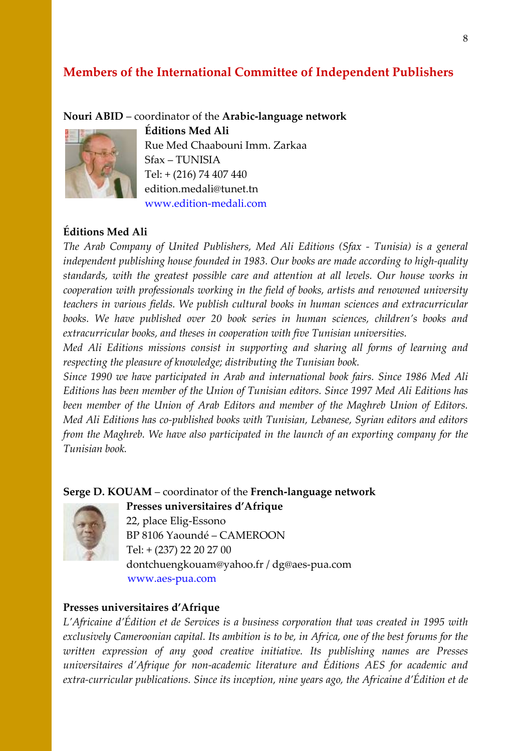## Members of the International Committee of Independent Publishers

**Nouri ABID** – coordinator of the **Arabic-language network**

**Éditions Med Ali**
Rue Med Chaabouni Imm. Zarkaa
Sfax – TUNISIA
Tel: + (216) 74 407 440
edition.medali@tunet.tn
www.edition-medali.com

**Éditions Med Ali**

*The Arab Company of United Publishers, Med Ali Editions (Sfax - Tunisia) is a general independent publishing house founded in 1983. Our books are made according to high-quality standards, with the greatest possible care and attention at all levels. Our house works in cooperation with professionals working in the field of books, artists and renowned university teachers in various fields. We publish cultural books in human sciences and extracurricular books. We have published over 20 book series in human sciences, children's books and extracurricular books, and theses in cooperation with five Tunisian universities.*

*Med Ali Editions missions consist in supporting and sharing all forms of learning and respecting the pleasure of knowledge; distributing the Tunisian book.*

*Since 1990 we have participated in Arab and international book fairs. Since 1986 Med Ali Editions has been member of the Union of Tunisian editors. Since 1997 Med Ali Editions has been member of the Union of Arab Editors and member of the Maghreb Union of Editors. Med Ali Editions has co-published books with Tunisian, Lebanese, Syrian editors and editors from the Maghreb. We have also participated in the launch of an exporting company for the Tunisian book.*

**Serge D. KOUAM** – coordinator of the **French-language network**

**Presses universitaires d'Afrique**
22, place Elig-Essono
BP 8106 Yaoundé – CAMEROON
Tel: + (237) 22 20 27 00
dontchuengkouam@yahoo.fr / dg@aes-pua.com
www.aes-pua.com

**Presses universitaires d'Afrique**

*L'Africaine d'Édition et de Services is a business corporation that was created in 1995 with exclusively Cameroonian capital. Its ambition is to be, in Africa, one of the best forums for the written expression of any good creative initiative. Its publishing names are Presses universitaires d'Afrique for non-academic literature and Éditions AES for academic and extra-curricular publications. Since its inception, nine years ago, the Africaine d'Édition et de*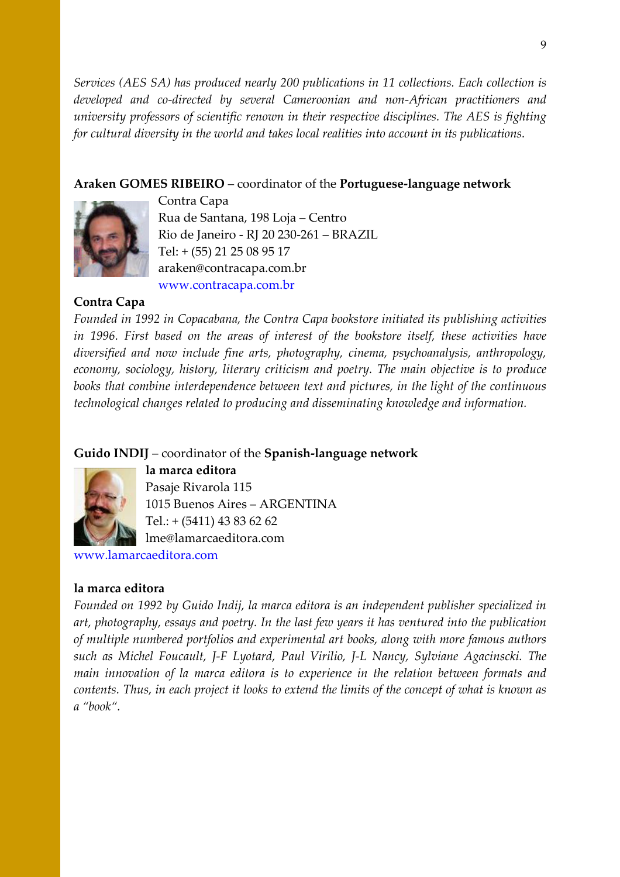*Services (AES SA) has produced nearly 200 publications in 11 collections. Each collection is developed and co-directed by several Cameroonian and non-African practitioners and university professors of scientific renown in their respective disciplines. The AES is fighting for cultural diversity in the world and takes local realities into account in its publications.*

**Araken GOMES RIBEIRO** – coordinator of the **Portuguese-language network**

Contra Capa
Rua de Santana, 198 Loja – Centro
Rio de Janeiro - RJ 20 230-261 – BRAZIL
Tel: + (55) 21 25 08 95 17
araken@contracapa.com.br
www.contracapa.com.br

**Contra Capa**

*Founded in 1992 in Copacabana, the Contra Capa bookstore initiated its publishing activities in 1996. First based on the areas of interest of the bookstore itself, these activities have diversified and now include fine arts, photography, cinema, psychoanalysis, anthropology, economy, sociology, history, literary criticism and poetry. The main objective is to produce books that combine interdependence between text and pictures, in the light of the continuous technological changes related to producing and disseminating knowledge and information.*

**Guido INDIJ** – coordinator of the **Spanish-language network**

**la marca editora**
Pasaje Rivarola 115
1015 Buenos Aires – ARGENTINA
Tel.: + (5411) 43 83 62 62
lme@lamarcaeditora.com
www.lamarcaeditora.com

**la marca editora**

*Founded on 1992 by Guido Indij, la marca editora is an independent publisher specialized in art, photography, essays and poetry. In the last few years it has ventured into the publication of multiple numbered portfolios and experimental art books, along with more famous authors such as Michel Foucault, J-F Lyotard, Paul Virilio, J-L Nancy, Sylviane Agacinscki. The main innovation of la marca editora is to experience in the relation between formats and contents. Thus, in each project it looks to extend the limits of the concept of what is known as a "book".*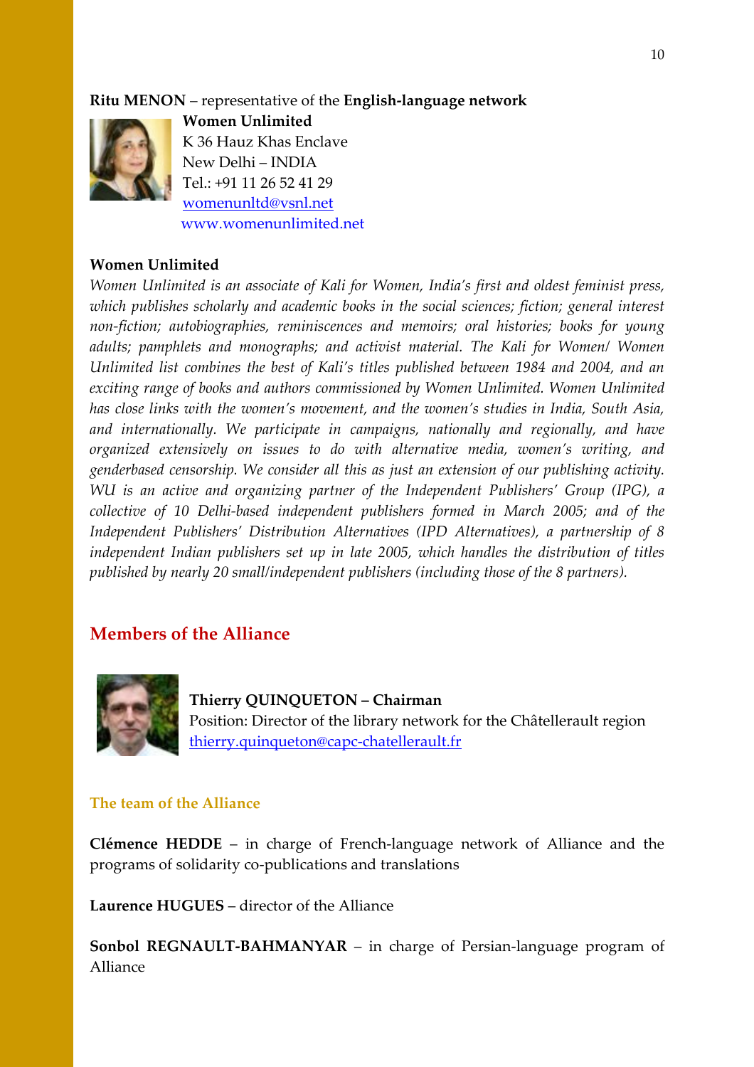**Ritu MENON** – representative of the **English-language network**

**Women Unlimited**
K 36 Hauz Khas Enclave
New Delhi – INDIA
Tel.: +91 11 26 52 41 29
womenunltd@vsnl.net
www.womenunlimited.net

**Women Unlimited**

*Women Unlimited is an associate of Kali for Women, India's first and oldest feminist press, which publishes scholarly and academic books in the social sciences; fiction; general interest non-fiction; autobiographies, reminiscences and memoirs; oral histories; books for young adults; pamphlets and monographs; and activist material. The Kali for Women/ Women Unlimited list combines the best of Kali's titles published between 1984 and 2004, and an exciting range of books and authors commissioned by Women Unlimited. Women Unlimited has close links with the women's movement, and the women's studies in India, South Asia, and internationally. We participate in campaigns, nationally and regionally, and have organized extensively on issues to do with alternative media, women's writing, and genderbased censorship. We consider all this as just an extension of our publishing activity. WU is an active and organizing partner of the Independent Publishers' Group (IPG), a collective of 10 Delhi-based independent publishers formed in March 2005; and of the Independent Publishers' Distribution Alternatives (IPD Alternatives), a partnership of 8 independent Indian publishers set up in late 2005, which handles the distribution of titles published by nearly 20 small/independent publishers (including those of the 8 partners).*

## Members of the Alliance

**Thierry QUINQUETON – Chairman**
Position: Director of the library network for the Châtellerault region
thierry.quinqueton@capc-chatellerault.fr

### The team of the Alliance

**Clémence HEDDE** – in charge of French-language network of Alliance and the programs of solidarity co-publications and translations

**Laurence HUGUES** – director of the Alliance

**Sonbol REGNAULT-BAHMANYAR** – in charge of Persian-language program of Alliance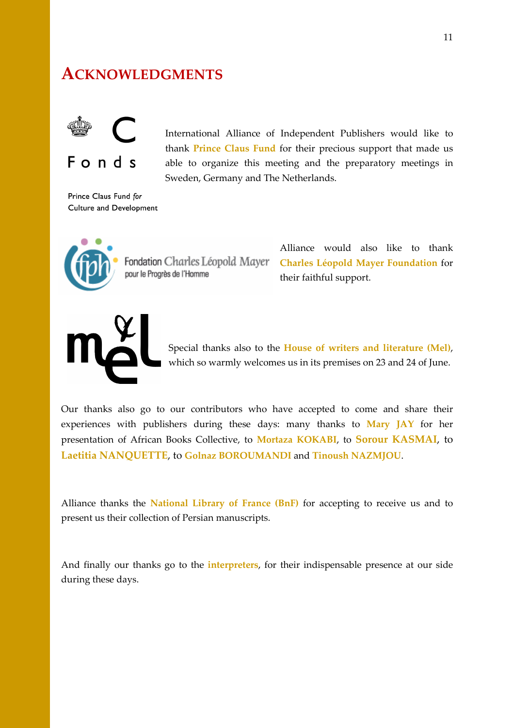# ACKNOWLEDGMENTS

Fonds

Prince Claus Fund *for* Culture and Development

International Alliance of Independent Publishers would like to thank **Prince Claus Fund** for their precious support that made us able to organize this meeting and the preparatory meetings in Sweden, Germany and The Netherlands.

Fondation Charles Léopold Mayer pour le Progrès de l'Homme

Alliance would also like to thank **Charles Léopold Mayer Foundation** for their faithful support.

Special thanks also to the **House of writers and literature (Mel)**, which so warmly welcomes us in its premises on 23 and 24 of June.

Our thanks also go to our contributors who have accepted to come and share their experiences with publishers during these days: many thanks to **Mary JAY** for her presentation of African Books Collective, to **Mortaza KOKABI**, to **Sorour KASMAI**, to **Laetitia NANQUETTE**, to **Golnaz BOROUMANDI** and **Tinoush NAZMJOU**.

Alliance thanks the **National Library of France (BnF)** for accepting to receive us and to present us their collection of Persian manuscripts.

And finally our thanks go to the **interpreters**, for their indispensable presence at our side during these days.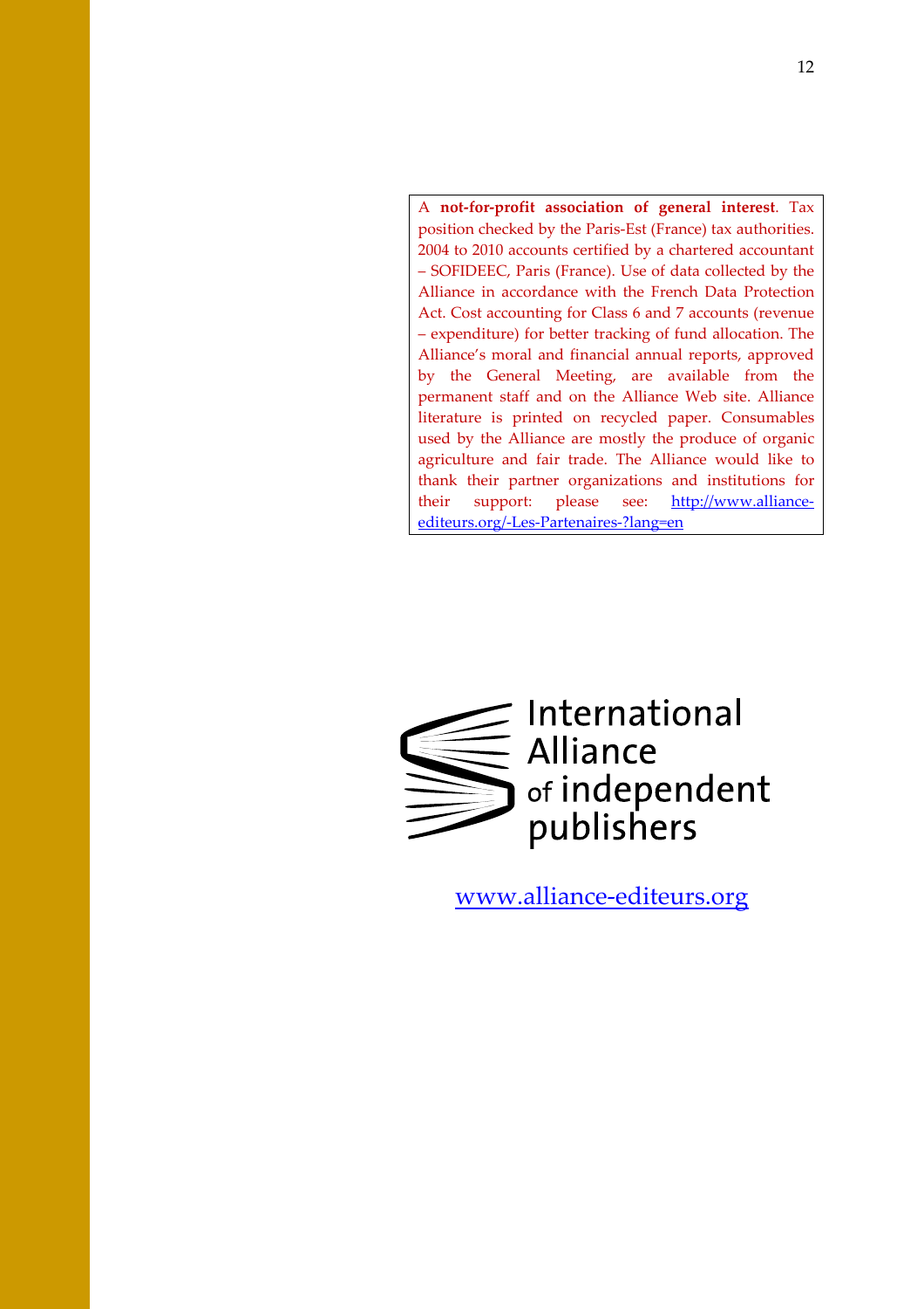A **not-for-profit association of general interest**. Tax position checked by the Paris-Est (France) tax authorities. 2004 to 2010 accounts certified by a chartered accountant – SOFIDEEC, Paris (France). Use of data collected by the Alliance in accordance with the French Data Protection Act. Cost accounting for Class 6 and 7 accounts (revenue – expenditure) for better tracking of fund allocation. The Alliance's moral and financial annual reports, approved by the General Meeting, are available from the permanent staff and on the Alliance Web site. Alliance literature is printed on recycled paper. Consumables used by the Alliance are mostly the produce of organic agriculture and fair trade. The Alliance would like to thank their partner organizations and institutions for their support: please see: http://www.alliance-editeurs.org/-Les-Partenaires-?lang=en

International Alliance of independent publishers

www.alliance-editeurs.org